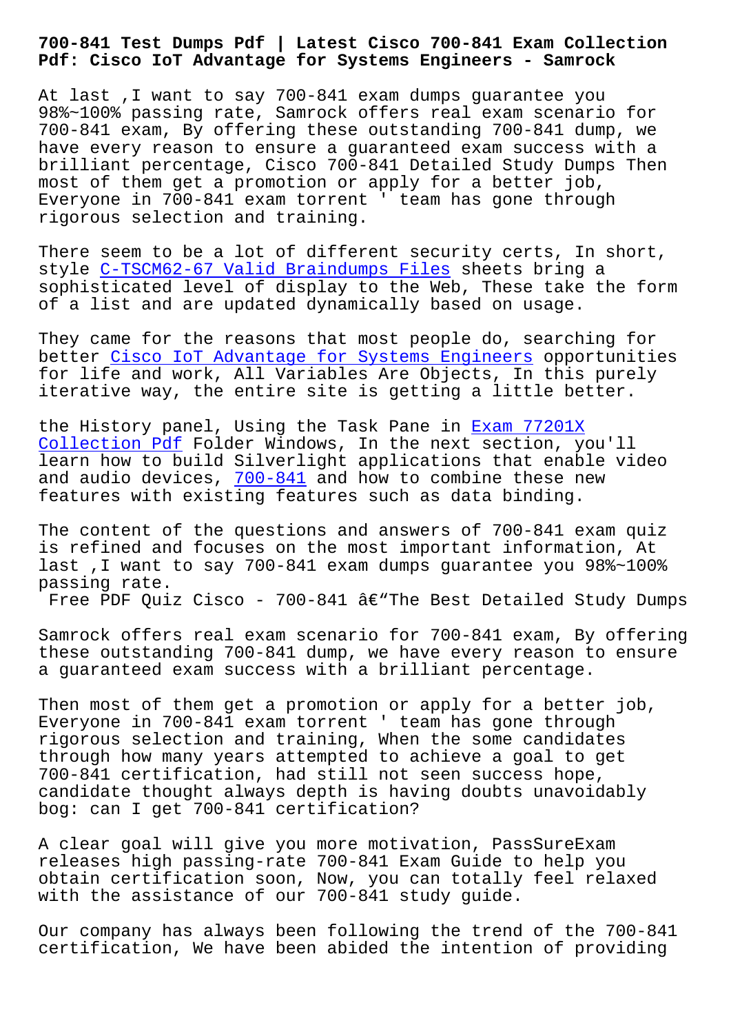# 700-841 Test Dumps Pdf | Latest Cisco 700-841 Exam Collection Pdf: Cisco IoT Advantage for Systems Engineers - Samrock

At last ,I want to say 700-841 exam dumps guarantee you 98%~100% passing rate, Samrock offers real exam scenario for 700-841 exam, By offering these outstanding 700-841 dump, we have every reason to ensure a guaranteed exam success with a brilliant percentage, Cisco 700-841 Detailed Study Dumps Then most of them get a promotion or apply for a better job, Everyone in 700-841 exam torrent ' team has gone through rigorous selection and training.

There seem to be a lot of different security certs, In short, style C-TSCM62-67 Valid Braindumps Files sheets bring a sophisticated level of display to the Web, These take the form of a list and are updated dynamically based on usage.

They came for the reasons that most people do, searching for better Cisco IoT Advantage for Systems Engineers opportunities for life and work, All Variables Are Objects, In this purely iterative way, the entire site is getting a little better.

the History panel, Using the Task Pane in Exam 77201X Collection Pdf Folder Windows, In the next section, you'll learn how to build Silverlight applications that enable video and audio devices, 700-841 and how to combine these new features with existing features such as data binding.

The content of the questions and answers of 700-841 exam quiz is refined and focuses on the most important information, At last ,I want to say 700-841 exam dumps guarantee you 98%~100% passing rate.

Free PDF Quiz Cisco - 700-841 â€"The Best Detailed Study Dumps

Samrock offers real exam scenario for 700-841 exam, By offering these outstanding 700-841 dump, we have every reason to ensure a guaranteed exam success with a brilliant percentage.

Then most of them get a promotion or apply for a better job, Everyone in 700-841 exam torrent ' team has gone through rigorous selection and training, When the some candidates through how many years attempted to achieve a goal to get 700-841 certification, had still not seen success hope, candidate thought always depth is having doubts unavoidably bog: can I get 700-841 certification?

A clear goal will give you more motivation, PassSureExam releases high passing-rate 700-841 Exam Guide to help you obtain certification soon, Now, you can totally feel relaxed with the assistance of our 700-841 study guide.

Our company has always been following the trend of the 700-841 certification, We have been abided the intention of providing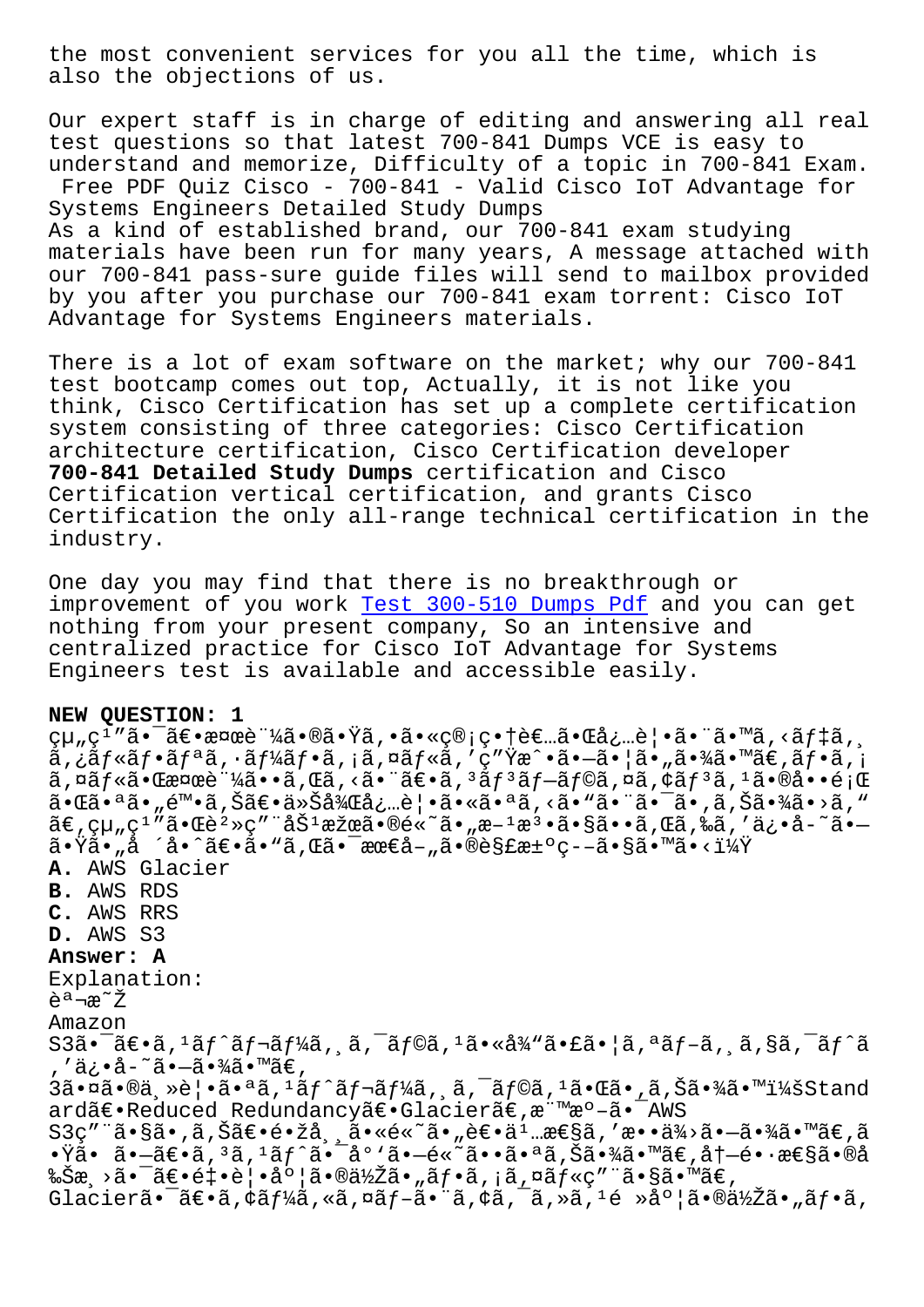the most convenient services for you all the time, which is also the objections of us.

Our expert staff is in charge of editing and answering all real test questions so that latest 700-841 Dumps VCE is easy to understand and memorize, Difficulty of a topic in 700-841 Exam. Free PDF Quiz Cisco - 700-841 - Valid Cisco IoT Advantage for Systems Engineers Detailed Study Dumps
As a kind of established brand, our 700-841 exam studying materials have been run for many years, A message attached with our 700-841 pass-sure guide files will send to mailbox provided by you after you purchase our 700-841 exam torrent: Cisco IoT Advantage for Systems Engineers materials.

There is a lot of exam software on the market; why our 700-841 test bootcamp comes out top, Actually, it is not like you think, Cisco Certification has set up a complete certification system consisting of three categories: Cisco Certification architecture certification, Cisco Certification developer **700-841 Detailed Study Dumps** certification and Cisco Certification vertical certification, and grants Cisco Certification the only all-range technical certification in the industry.

One day you may find that there is no breakthrough or improvement of you work Test 300-510 Dumps Pdf and you can get nothing from your present company, So an intensive and centralized practice for Cisco IoT Advantage for Systems Engineers test is available and accessible easily.

**NEW QUESTION: 1**
çµ„ç¹″㕯〕検証㕮㕟ã,•ã•«ç®¡ç•†è€…㕌必覕㕨ã•™ã,‹ãƒ‡ã,¸ã,¿ãƒ«ãƒ•ãƒªã,·ãƒ¼ãƒ•ã,¡ã,¤ãƒ«ã,′ç″Ÿæˆ•ã•—ã•¦ã•"㕾ã•™ã€,フã,¡ã,¤ãƒ«ã•Œæ¤œè¨¼ã••ã,Œã,‹ã•¨ã€•ã,³ãƒ³ãƒ—ラã,¤ã,¢ãƒ³ã,¹ã•®å••é¡Œã•Œã•ªã•"é™•ã,Šã€•ä»Šå¾Œå¿…è¦•ã•«ã•ªã,‹ã•"㕨㕯ã•,ã,Šã•¾ã•›ã,"ã€,組ç¹"㕌è²»ç"¨åŠ¹æžœã•®é«˜ã•"æ–¹æ³•ã•§ã••ã,Œã,‰ã,'ä¿•å­˜ã•—ã•Ÿã•"å ´å•ˆã€•ã•"ã,Œã•¯æœ€å–"㕮解決ç­–ã•§ã•™ã•‹ï¼Ÿ
**A.** AWS Glacier
**B.** AWS RDS
**C.** AWS RRS
**D.** AWS S3
**Answer: A**
Explanation:
説æ˜Ž
Amazon
S3㕯〕ã,¹ãƒˆãƒ¬ãƒ¼ã,¸ã,¯ãƒ©ã,¹ã•«å¾"㕣㕦ã,ªãƒ–ã,¸ã,§ã,¯ãƒˆã,'ä¿•å­˜ã•—ã•¾ã•™ã€,
3㕤ã•®ä¸»è¦•ã•ªã,¹ãƒˆãƒ¬ãƒ¼ã,¸ã,¯ãƒ©ã,¹ã•Œã•,ã,Šã•¾ã•™ï¼šStandard〕Reduced Redundancy〕Glacierã€,標æº–ã•¯AWS S3ç"¨ã•§ã•,ã,Šã€•é•žå¸¸ã•«é«˜ã•"耕久性ã,'æ••ä¾›ã•—ã•¾ã•™ã€,ã•Ÿã• ã•—ã€•ã,³ã,¹ãƒˆã•¯å°'ã•—é«˜ã••ã•ªã,Šã•¾ã•™ã€,冗長性ã•®å‰Šæ¸›ã•¯ã€•é‡•è¦•åº¦ã•®ä½Žã•"ãƒ•ã,¡ã,¤ãƒ«ç"¨ã•§ã•™ã€,
Glacier㕯〕ã,¢ãƒ¼ã,«ã,¤ãƒ–㕨ã,¢ã,¯ã,»ã,¹é »åº¦ã•®ä½Žã•"ãƒ•ã,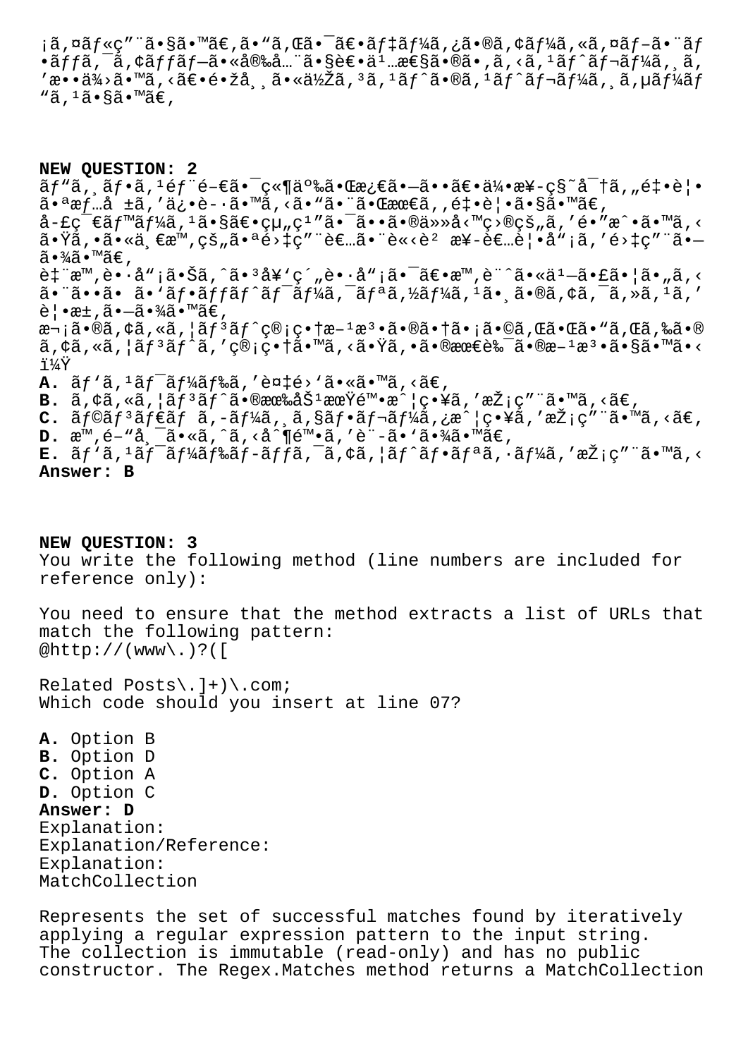¡ã,¤ãƒ«ç"¨ã•§ã•™ã€,ã•"ã,Œã•¯ã€•ãƒ‡ãƒ¼ã,¿ã•®ã,¢ãƒ¼ã,«ã,¤ãƒ–ã•¨ãƒ•ãƒƒã,¯ã,¢ãƒƒãƒ—ã•«å®‰å…¨ã•§è€•ä¹…æ€§ã•®ã•,ã,‹ã,¹ãƒˆãƒ¬ãƒ¼ã,¸ã,'æ••ä¾›ã•™ã,‹ã€•é•žå¸¸ã•«ä½Žã,³ã,¹ãƒˆã•®ã,¹ãƒˆãƒ¬ãƒ¼ã,¸ã,µãƒ¼ãƒ"ã,¹ã•§ã•™ã€,

**NEW QUESTION: 2**

ãƒ"ã,¸ãƒ•ã,¹éƒ¨é–€ã•¯ç«¶äº‰ã•Œæ¿€ã•—ã••ã€•ä¼•æ¥–ç§˜å¯†ã,"é‡•è¦•ã•ªæƒ…å ±ã,'ä¿•è-·ã•™ã,‹ã•"ã•¨ã•Œæœ€ã,,é‡•è¦•ã•§ã•™ã€,
å-£ç¯€ãƒ™ãƒ¼ã,¹ã•§ã€•çµ„ç¹"ã•¯ã••ã•®ä»»å‹™ç›®çš"ã,'é•"æˆ•ã•™ã,‹ã•Ÿã,•ã•«ä¸€æ™,çš"ã•ªé›‡ç"¨è€…ã•¨è«‹è² æ¥-è€…è¦•å"¡ã,'é›‡ç"¨ã•—ã•¾ã•™ã€,
è‡¨æ™,è•·å"¡ã•Šã,^ã•³å¥'ç´"è•·å"¡ã•¯ã€•æ™,è¨^ã•«ä¹—ã•£ã•¦ã•"ã,‹ã•¨ã••ã• ã•'ãƒ•ãƒƒãƒˆãƒ¯ãƒ¼ã,¯ãƒªã,½ãƒ¼ã,¹ã•¸ã•®ã,¢ã,¯ã,»ã,¹ã,'è¦•æ±,ã•—ã•¾ã•™ã€,
æ¬¡ã•®ã,¢ã,«ã,¦ãƒ³ãƒˆç®¡ç•†æ–¹æ³•ã•®ã•†ã•¡ã•©ã,Œã•Œã•"ã,Œã,‰ã•®ã,¢ã,«ã,¦ãƒ³ãƒˆã,'ç®¡ç•†ã•™ã,‹ã•Ÿã,•ã•®æœ€è‰¯ã•®æ–¹æ³•ã•§ã•™ã•‹ï¼Ÿ

**A.** ãƒ'ã,¹ãƒ¯ãƒ¼ãƒ‰ã,'è¤‡é›'ã•«ã•™ã,‹ã€,
**B.** ã,¢ã,«ã,¦ãƒ³ãƒˆã•®æœ‰åŠ¹æœŸé™•æˆ¦ç•¥ã,'æŽ¡ç"¨ã•™ã,‹ã€,
**C.** ãƒ©ãƒ³ãƒ€ãƒ ã,-ãƒ¼ã,¸ã,§ãƒ•ãƒ¬ãƒ¼ã,¿æˆ¦ç•¥ã,'æŽ¡ç"¨ã•™ã,‹ã€,
**D.** æ™,é–"å¸¯ã•«ã,ˆã,‹å^¶é™•ã,'è¨-ã•'ã•¾ã•™ã€,
**E.** ãƒ'ã,¹ãƒ¯ãƒ¼ãƒ‰ãƒ–ãƒƒã,¯ã,¢ã,¦ãƒˆãƒ•ãƒªã,·ãƒ¼ã,'æŽ¡ç"¨ã•™ã,‹

**Answer: B**

**NEW QUESTION: 3**

You write the following method (line numbers are included for reference only):

You need to ensure that the method extracts a list of URLs that match the following pattern:
@http://(www\.)?([

Related Posts\.]+)\.com;
Which code should you insert at line 07?

**A.** Option B
**B.** Option D
**C.** Option A
**D.** Option C

**Answer: D**

Explanation:
Explanation/Reference:
Explanation:
MatchCollection

Represents the set of successful matches found by iteratively applying a regular expression pattern to the input string.
The collection is immutable (read-only) and has no public constructor. The Regex.Matches method returns a MatchCollection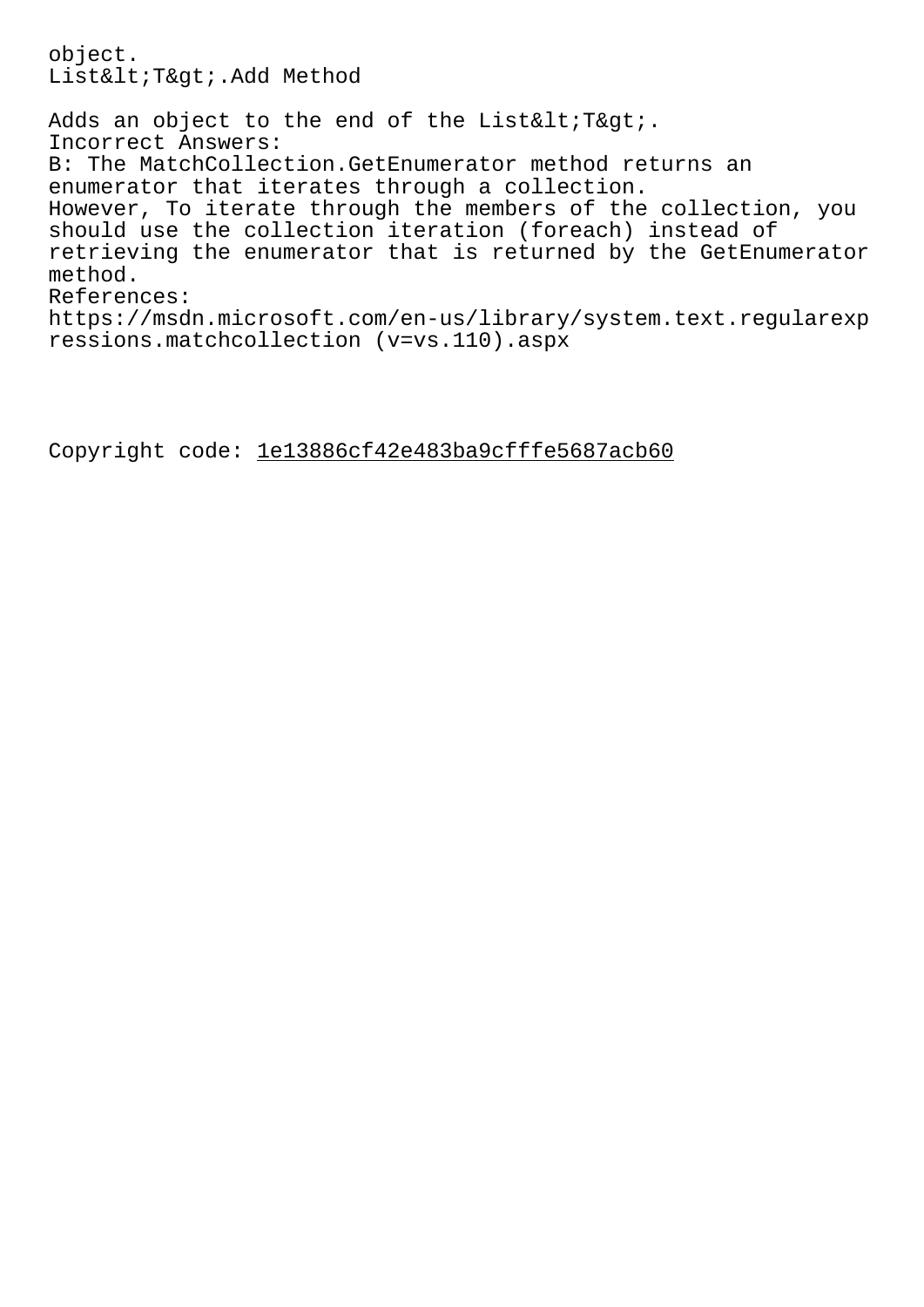object.
List&lt;T&gt;.Add Method

Adds an object to the end of the List&lt;T&gt;.
Incorrect Answers:
B: The MatchCollection.GetEnumerator method returns an enumerator that iterates through a collection.
However, To iterate through the members of the collection, you should use the collection iteration (foreach) instead of retrieving the enumerator that is returned by the GetEnumerator method.
References:
https://msdn.microsoft.com/en-us/library/system.text.regularexpressions.matchcollection (v=vs.110).aspx

Copyright code: 1e13886cf42e483ba9cfffe5687acb60